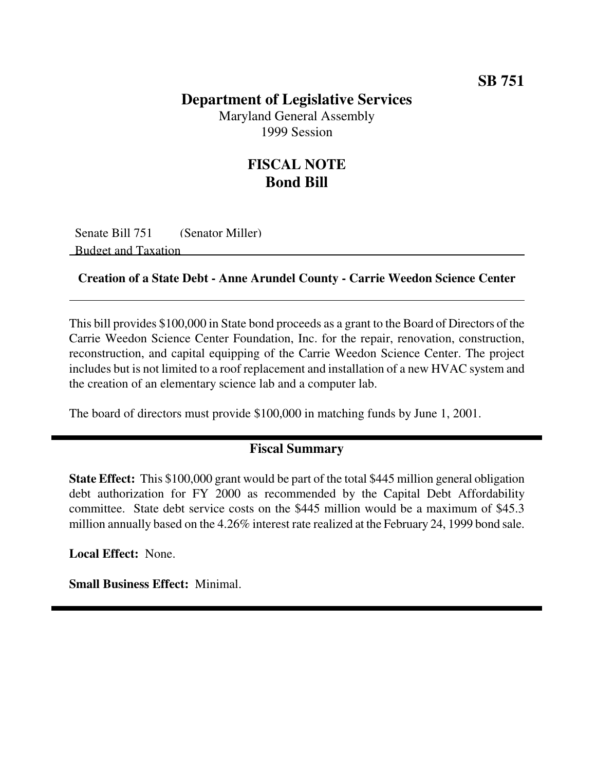**SB 751**

# Department of Legislative Services

Maryland General Assembly
1999 Session

## FISCAL NOTE
## Bond Bill

Senate Bill 751 (Senator Miller)
Budget and Taxation

### Creation of a State Debt - Anne Arundel County - Carrie Weedon Science Center

This bill provides $100,000 in State bond proceeds as a grant to the Board of Directors of the Carrie Weedon Science Center Foundation, Inc. for the repair, renovation, construction, reconstruction, and capital equipping of the Carrie Weedon Science Center. The project includes but is not limited to a roof replacement and installation of a new HVAC system and the creation of an elementary science lab and a computer lab.

The board of directors must provide $100,000 in matching funds by June 1, 2001.

## Fiscal Summary

**State Effect:** This $100,000 grant would be part of the total $445 million general obligation debt authorization for FY 2000 as recommended by the Capital Debt Affordability committee. State debt service costs on the $445 million would be a maximum of $45.3 million annually based on the 4.26% interest rate realized at the February 24, 1999 bond sale.

**Local Effect:** None.

**Small Business Effect:** Minimal.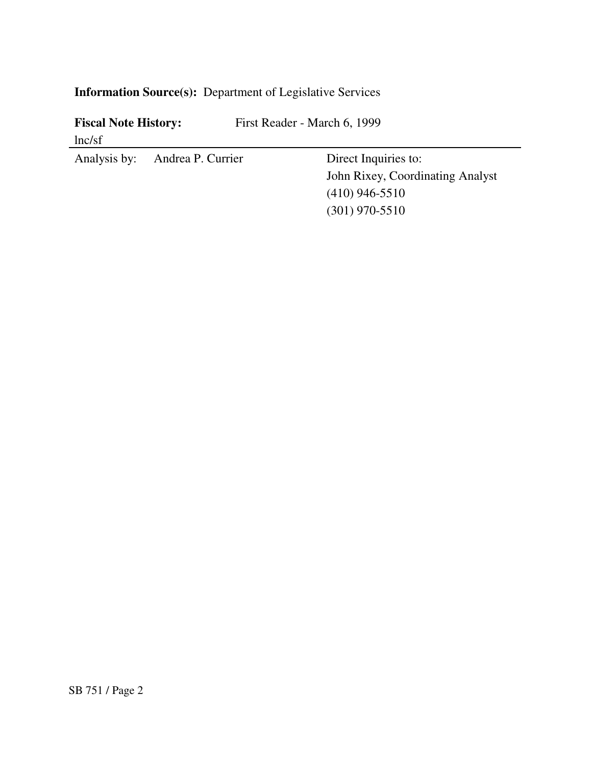**Information Source(s):** Department of Legislative Services

**Fiscal Note History:** First Reader - March 6, 1999

lnc/sf

---

Analysis by: Andrea P. Currier

Direct Inquiries to:
John Rixey, Coordinating Analyst
(410) 946-5510
(301) 970-5510